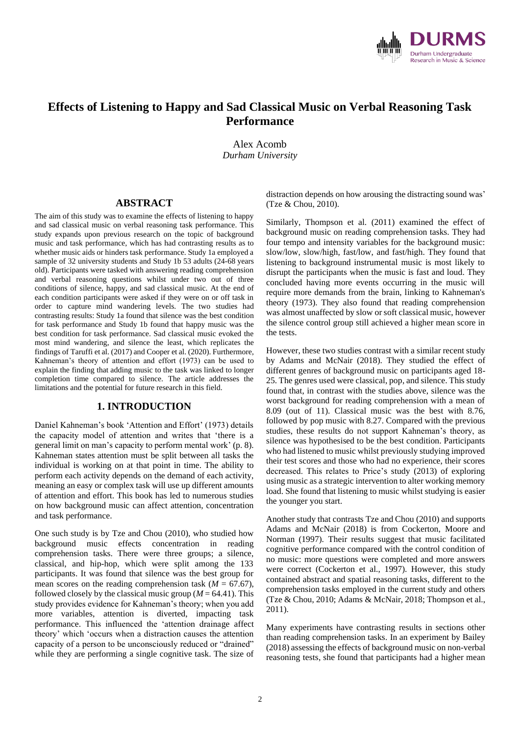# Effects of Listening to Happy and Sad Classical Music on Verbal Reasoning Task Performance

Alex Acomb
*Durham University*

## ABSTRACT

The aim of this study was to examine the effects of listening to happy and sad classical music on verbal reasoning task performance. This study expands upon previous research on the topic of background music and task performance, which has had contrasting results as to whether music aids or hinders task performance. Study 1a employed a sample of 32 university students and Study 1b 53 adults (24-68 years old). Participants were tasked with answering reading comprehension and verbal reasoning questions whilst under two out of three conditions of silence, happy, and sad classical music. At the end of each condition participants were asked if they were on or off task in order to capture mind wandering levels. The two studies had contrasting results: Study 1a found that silence was the best condition for task performance and Study 1b found that happy music was the best condition for task performance. Sad classical music evoked the most mind wandering, and silence the least, which replicates the findings of Taruffi et al. (2017) and Cooper et al. (2020). Furthermore, Kahneman's theory of attention and effort (1973) can be used to explain the finding that adding music to the task was linked to longer completion time compared to silence. The article addresses the limitations and the potential for future research in this field.

## 1. INTRODUCTION

Daniel Kahneman's book 'Attention and Effort' (1973) details the capacity model of attention and writes that 'there is a general limit on man's capacity to perform mental work' (p. 8). Kahneman states attention must be split between all tasks the individual is working on at that point in time. The ability to perform each activity depends on the demand of each activity, meaning an easy or complex task will use up different amounts of attention and effort. This book has led to numerous studies on how background music can affect attention, concentration and task performance.

One such study is by Tze and Chou (2010), who studied how background music effects concentration in reading comprehension tasks. There were three groups; a silence, classical, and hip-hop, which were split among the 133 participants. It was found that silence was the best group for mean scores on the reading comprehension task ($M = 67.67$), followed closely by the classical music group ($M = 64.41$). This study provides evidence for Kahneman's theory; when you add more variables, attention is diverted, impacting task performance. This influenced the 'attention drainage affect theory' which 'occurs when a distraction causes the attention capacity of a person to be unconsciously reduced or "drained" while they are performing a single cognitive task. The size of distraction depends on how arousing the distracting sound was' (Tze & Chou, 2010).

Similarly, Thompson et al. (2011) examined the effect of background music on reading comprehension tasks. They had four tempo and intensity variables for the background music: slow/low, slow/high, fast/low, and fast/high. They found that listening to background instrumental music is most likely to disrupt the participants when the music is fast and loud. They concluded having more events occurring in the music will require more demands from the brain, linking to Kahneman's theory (1973). They also found that reading comprehension was almost unaffected by slow or soft classical music, however the silence control group still achieved a higher mean score in the tests.

However, these two studies contrast with a similar recent study by Adams and McNair (2018). They studied the effect of different genres of background music on participants aged 18-25. The genres used were classical, pop, and silence. This study found that, in contrast with the studies above, silence was the worst background for reading comprehension with a mean of 8.09 (out of 11). Classical music was the best with 8.76, followed by pop music with 8.27. Compared with the previous studies, these results do not support Kahneman's theory, as silence was hypothesised to be the best condition. Participants who had listened to music whilst previously studying improved their test scores and those who had no experience, their scores decreased. This relates to Price's study (2013) of exploring using music as a strategic intervention to alter working memory load. She found that listening to music whilst studying is easier the younger you start.

Another study that contrasts Tze and Chou (2010) and supports Adams and McNair (2018) is from Cockerton, Moore and Norman (1997). Their results suggest that music facilitated cognitive performance compared with the control condition of no music: more questions were completed and more answers were correct (Cockerton et al., 1997). However, this study contained abstract and spatial reasoning tasks, different to the comprehension tasks employed in the current study and others (Tze & Chou, 2010; Adams & McNair, 2018; Thompson et al., 2011).

Many experiments have contrasting results in sections other than reading comprehension tasks. In an experiment by Bailey (2018) assessing the effects of background music on non-verbal reasoning tests, she found that participants had a higher mean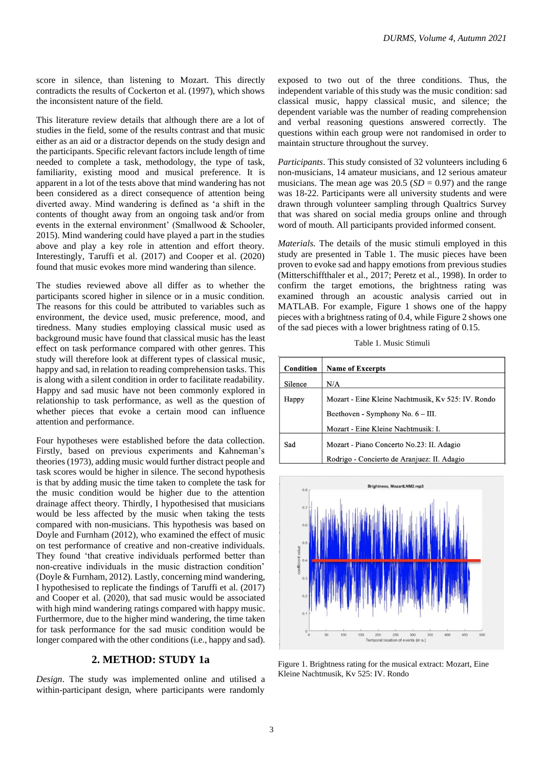score in silence, than listening to Mozart. This directly contradicts the results of Cockerton et al. (1997), which shows the inconsistent nature of the field.

This literature review details that although there are a lot of studies in the field, some of the results contrast and that music either as an aid or a distractor depends on the study design and the participants. Specific relevant factors include length of time needed to complete a task, methodology, the type of task, familiarity, existing mood and musical preference. It is apparent in a lot of the tests above that mind wandering has not been considered as a direct consequence of attention being diverted away. Mind wandering is defined as 'a shift in the contents of thought away from an ongoing task and/or from events in the external environment' (Smallwood & Schooler, 2015). Mind wandering could have played a part in the studies above and play a key role in attention and effort theory. Interestingly, Taruffi et al. (2017) and Cooper et al. (2020) found that music evokes more mind wandering than silence.

The studies reviewed above all differ as to whether the participants scored higher in silence or in a music condition. The reasons for this could be attributed to variables such as environment, the device used, music preference, mood, and tiredness. Many studies employing classical music used as background music have found that classical music has the least effect on task performance compared with other genres. This study will therefore look at different types of classical music, happy and sad, in relation to reading comprehension tasks. This is along with a silent condition in order to facilitate readability. Happy and sad music have not been commonly explored in relationship to task performance, as well as the question of whether pieces that evoke a certain mood can influence attention and performance.

Four hypotheses were established before the data collection. Firstly, based on previous experiments and Kahneman's theories (1973), adding music would further distract people and task scores would be higher in silence. The second hypothesis is that by adding music the time taken to complete the task for the music condition would be higher due to the attention drainage affect theory. Thirdly, I hypothesised that musicians would be less affected by the music when taking the tests compared with non-musicians. This hypothesis was based on Doyle and Furnham (2012), who examined the effect of music on test performance of creative and non-creative individuals. They found 'that creative individuals performed better than non-creative individuals in the music distraction condition' (Doyle & Furnham, 2012). Lastly, concerning mind wandering, I hypothesised to replicate the findings of Taruffi et al. (2017) and Cooper et al. (2020), that sad music would be associated with high mind wandering ratings compared with happy music. Furthermore, due to the higher mind wandering, the time taken for task performance for the sad music condition would be longer compared with the other conditions (i.e., happy and sad).

## 2. METHOD: STUDY 1a

*Design*. The study was implemented online and utilised a within-participant design, where participants were randomly exposed to two out of the three conditions. Thus, the independent variable of this study was the music condition: sad classical music, happy classical music, and silence; the dependent variable was the number of reading comprehension and verbal reasoning questions answered correctly. The questions within each group were not randomised in order to maintain structure throughout the survey.

*Participants*. This study consisted of 32 volunteers including 6 non-musicians, 14 amateur musicians, and 12 serious amateur musicians. The mean age was 20.5 ($SD$ = 0.97) and the range was 18-22. Participants were all university students and were drawn through volunteer sampling through Qualtrics Survey that was shared on social media groups online and through word of mouth. All participants provided informed consent.

*Materials.* The details of the music stimuli employed in this study are presented in Table 1. The music pieces have been proven to evoke sad and happy emotions from previous studies (Mitterschiffthaler et al., 2017; Peretz et al., 1998). In order to confirm the target emotions, the brightness rating was examined through an acoustic analysis carried out in MATLAB. For example, Figure 1 shows one of the happy pieces with a brightness rating of 0.4, while Figure 2 shows one of the sad pieces with a lower brightness rating of 0.15.

Table 1. Music Stimuli

| Condition | Name of Excerpts |
|---|---|
| Silence | N/A |
| Happy | Mozart - Eine Kleine Nachtmusik, Kv 525: IV. Rondo |
| | Beethoven - Symphony No. 6 – III. |
| | Mozart - Eine Kleine Nachtmusik: I. |
| Sad | Mozart - Piano Concerto No.23: II. Adagio |
| | Rodrigo - Concierto de Aranjuez: II. Adagio |

Figure 1. Brightness rating for the musical extract: Mozart, Eine Kleine Nachtmusik, Kv 525: IV. Rondo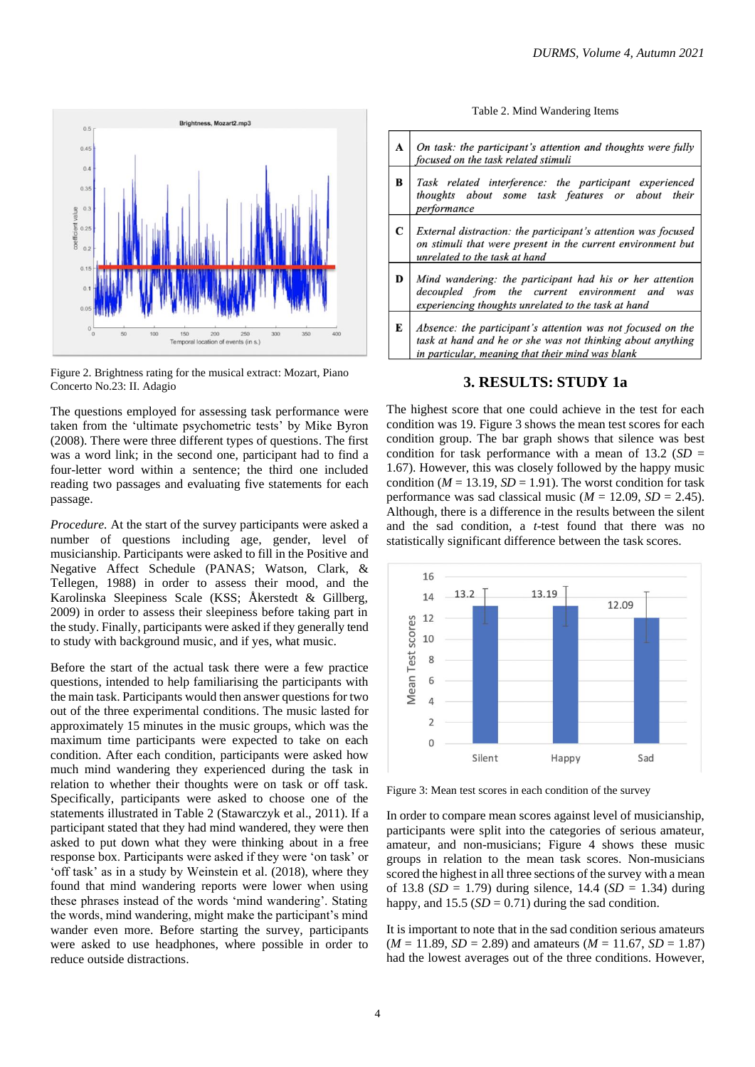Figure 2. Brightness rating for the musical extract: Mozart, Piano Concerto No.23: II. Adagio

The questions employed for assessing task performance were taken from the 'ultimate psychometric tests' by Mike Byron (2008). There were three different types of questions. The first was a word link; in the second one, participant had to find a four-letter word within a sentence; the third one included reading two passages and evaluating five statements for each passage.

*Procedure.* At the start of the survey participants were asked a number of questions including age, gender, level of musicianship. Participants were asked to fill in the Positive and Negative Affect Schedule (PANAS; Watson, Clark, & Tellegen, 1988) in order to assess their mood, and the Karolinska Sleepiness Scale (KSS; Åkerstedt & Gillberg, 2009) in order to assess their sleepiness before taking part in the study. Finally, participants were asked if they generally tend to study with background music, and if yes, what music.

Before the start of the actual task there were a few practice questions, intended to help familiarising the participants with the main task. Participants would then answer questions for two out of the three experimental conditions. The music lasted for approximately 15 minutes in the music groups, which was the maximum time participants were expected to take on each condition. After each condition, participants were asked how much mind wandering they experienced during the task in relation to whether their thoughts were on task or off task. Specifically, participants were asked to choose one of the statements illustrated in Table 2 (Stawarczyk et al., 2011). If a participant stated that they had mind wandered, they were then asked to put down what they were thinking about in a free response box. Participants were asked if they were 'on task' or 'off task' as in a study by Weinstein et al. (2018), where they found that mind wandering reports were lower when using these phrases instead of the words 'mind wandering'. Stating the words, mind wandering, might make the participant's mind wander even more. Before starting the survey, participants were asked to use headphones, where possible in order to reduce outside distractions.

Table 2. Mind Wandering Items

| | |
|---|---|
| **A** | *On task: the participant's attention and thoughts were fully focused on the task related stimuli* |
| **B** | *Task related interference: the participant experienced thoughts about some task features or about their performance* |
| **C** | *External distraction: the participant's attention was focused on stimuli that were present in the current environment but unrelated to the task at hand* |
| **D** | *Mind wandering: the participant had his or her attention decoupled from the current environment and was experiencing thoughts unrelated to the task at hand* |
| **E** | *Absence: the participant's attention was not focused on the task at hand and he or she was not thinking about anything in particular, meaning that their mind was blank* |

## 3. RESULTS: STUDY 1a

The highest score that one could achieve in the test for each condition was 19. Figure 3 shows the mean test scores for each condition group. The bar graph shows that silence was best condition for task performance with a mean of 13.2 ($SD$ = 1.67). However, this was closely followed by the happy music condition ($M$ = 13.19, $SD$ = 1.91). The worst condition for task performance was sad classical music ($M$ = 12.09, $SD$ = 2.45). Although, there is a difference in the results between the silent and the sad condition, a $t$-test found that there was no statistically significant difference between the task scores.

Figure 3: Mean test scores in each condition of the survey

In order to compare mean scores against level of musicianship, participants were split into the categories of serious amateur, amateur, and non-musicians; Figure 4 shows these music groups in relation to the mean task scores. Non-musicians scored the highest in all three sections of the survey with a mean of 13.8 ($SD$ = 1.79) during silence, 14.4 ($SD$ = 1.34) during happy, and 15.5 ($SD$ = 0.71) during the sad condition.

It is important to note that in the sad condition serious amateurs ($M$ = 11.89, $SD$ = 2.89) and amateurs ($M$ = 11.67, $SD$ = 1.87) had the lowest averages out of the three conditions. However,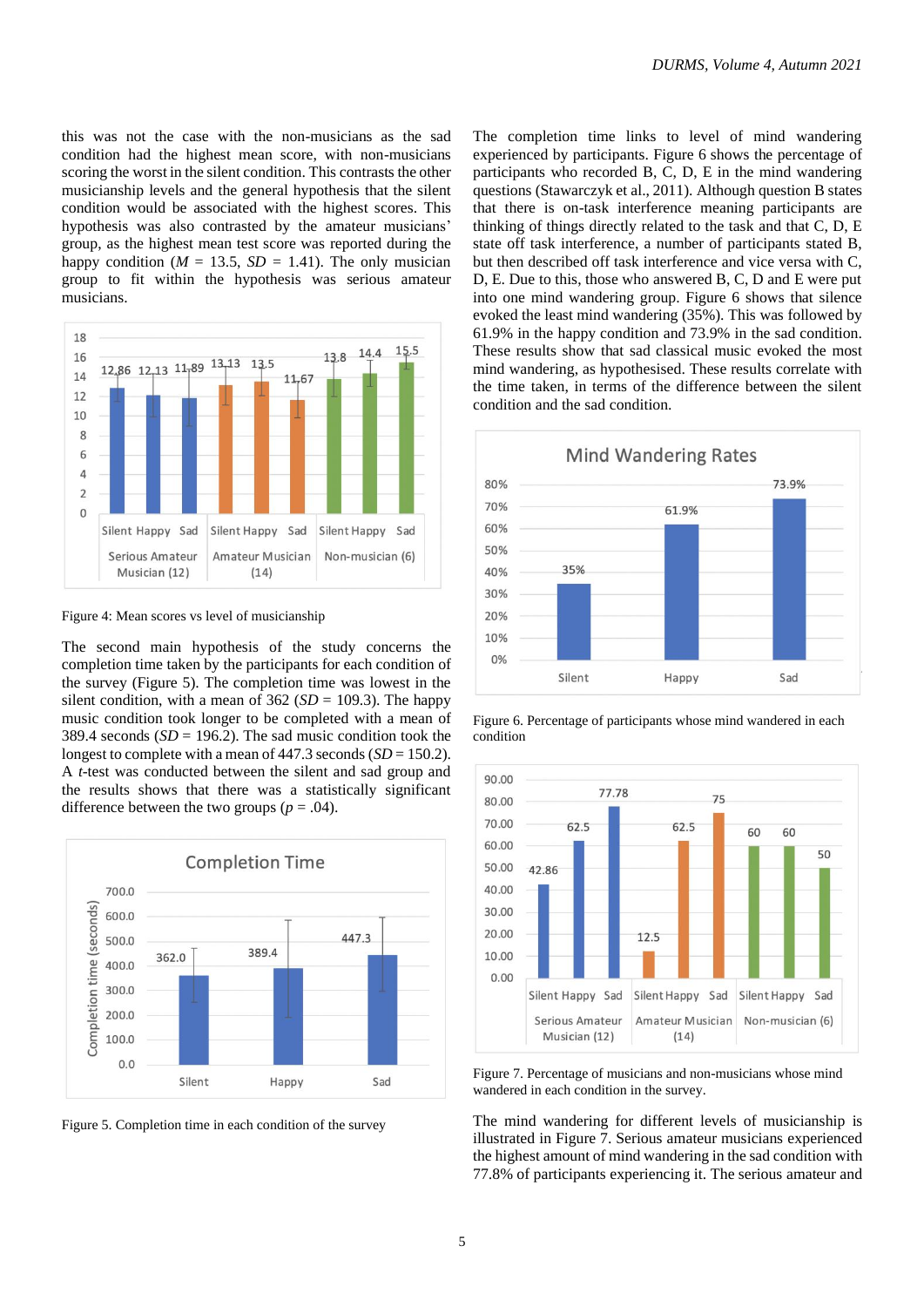this was not the case with the non-musicians as the sad condition had the highest mean score, with non-musicians scoring the worst in the silent condition. This contrasts the other musicianship levels and the general hypothesis that the silent condition would be associated with the highest scores. This hypothesis was also contrasted by the amateur musicians' group, as the highest mean test score was reported during the happy condition ($M$ = 13.5, $SD$ = 1.41). The only musician group to fit within the hypothesis was serious amateur musicians.

Figure 4: Mean scores vs level of musicianship

The second main hypothesis of the study concerns the completion time taken by the participants for each condition of the survey (Figure 5). The completion time was lowest in the silent condition, with a mean of 362 ($SD$ = 109.3). The happy music condition took longer to be completed with a mean of 389.4 seconds ($SD$ = 196.2). The sad music condition took the longest to complete with a mean of 447.3 seconds ($SD$ = 150.2). A $t$-test was conducted between the silent and sad group and the results shows that there was a statistically significant difference between the two groups ($p$ = .04).

Figure 5. Completion time in each condition of the survey

The completion time links to level of mind wandering experienced by participants. Figure 6 shows the percentage of participants who recorded B, C, D, E in the mind wandering questions (Stawarczyk et al., 2011). Although question B states that there is on-task interference meaning participants are thinking of things directly related to the task and that C, D, E state off task interference, a number of participants stated B, but then described off task interference and vice versa with C, D, E. Due to this, those who answered B, C, D and E were put into one mind wandering group. Figure 6 shows that silence evoked the least mind wandering (35%). This was followed by 61.9% in the happy condition and 73.9% in the sad condition. These results show that sad classical music evoked the most mind wandering, as hypothesised. These results correlate with the time taken, in terms of the difference between the silent condition and the sad condition.

Figure 6. Percentage of participants whose mind wandered in each condition

Figure 7. Percentage of musicians and non-musicians whose mind wandered in each condition in the survey.

The mind wandering for different levels of musicianship is illustrated in Figure 7. Serious amateur musicians experienced the highest amount of mind wandering in the sad condition with 77.8% of participants experiencing it. The serious amateur and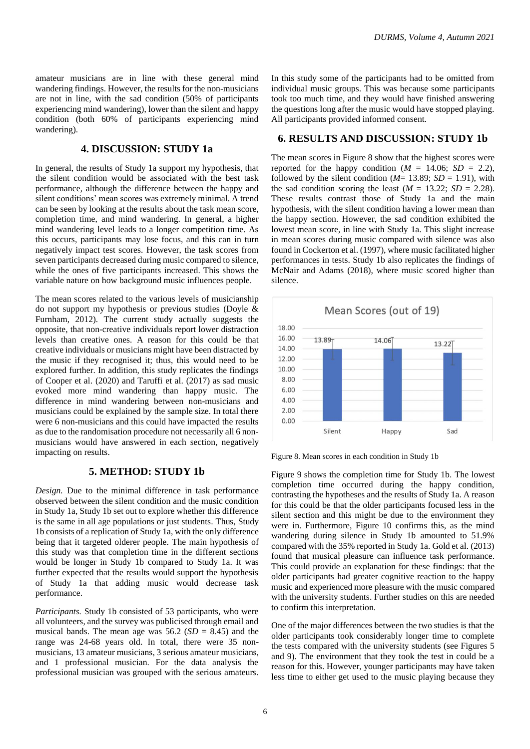amateur musicians are in line with these general mind wandering findings. However, the results for the non-musicians are not in line, with the sad condition (50% of participants experiencing mind wandering), lower than the silent and happy condition (both 60% of participants experiencing mind wandering).

## 4. DISCUSSION: STUDY 1a

In general, the results of Study 1a support my hypothesis, that the silent condition would be associated with the best task performance, although the difference between the happy and silent conditions' mean scores was extremely minimal. A trend can be seen by looking at the results about the task mean score, completion time, and mind wandering. In general, a higher mind wandering level leads to a longer competition time. As this occurs, participants may lose focus, and this can in turn negatively impact test scores. However, the task scores from seven participants decreased during music compared to silence, while the ones of five participants increased. This shows the variable nature on how background music influences people.

The mean scores related to the various levels of musicianship do not support my hypothesis or previous studies (Doyle & Furnham, 2012). The current study actually suggests the opposite, that non-creative individuals report lower distraction levels than creative ones. A reason for this could be that creative individuals or musicians might have been distracted by the music if they recognised it; thus, this would need to be explored further. In addition, this study replicates the findings of Cooper et al. (2020) and Taruffi et al. (2017) as sad music evoked more mind wandering than happy music. The difference in mind wandering between non-musicians and musicians could be explained by the sample size. In total there were 6 non-musicians and this could have impacted the results as due to the randomisation procedure not necessarily all 6 non-musicians would have answered in each section, negatively impacting on results.

## 5. METHOD: STUDY 1b

*Design.* Due to the minimal difference in task performance observed between the silent condition and the music condition in Study 1a, Study 1b set out to explore whether this difference is the same in all age populations or just students. Thus, Study 1b consists of a replication of Study 1a, with the only difference being that it targeted olderer people. The main hypothesis of this study was that completion time in the different sections would be longer in Study 1b compared to Study 1a. It was further expected that the results would support the hypothesis of Study 1a that adding music would decrease task performance.

*Participants.* Study 1b consisted of 53 participants, who were all volunteers, and the survey was publicised through email and musical bands. The mean age was 56.2 ($SD$ = 8.45) and the range was 24-68 years old. In total, there were 35 non-musicians, 13 amateur musicians, 3 serious amateur musicians, and 1 professional musician. For the data analysis the professional musician was grouped with the serious amateurs. In this study some of the participants had to be omitted from individual music groups. This was because some participants took too much time, and they would have finished answering the questions long after the music would have stopped playing. All participants provided informed consent.

## 6. RESULTS AND DISCUSSION: STUDY 1b

The mean scores in Figure 8 show that the highest scores were reported for the happy condition ($M$ = 14.06; $SD$ = 2.2), followed by the silent condition ($M$= 13.89; $SD$ = 1.91), with the sad condition scoring the least ($M$ = 13.22; $SD$ = 2.28). These results contrast those of Study 1a and the main hypothesis, with the silent condition having a lower mean than the happy section. However, the sad condition exhibited the lowest mean score, in line with Study 1a. This slight increase in mean scores during music compared with silence was also found in Cockerton et al. (1997), where music facilitated higher performances in tests. Study 1b also replicates the findings of McNair and Adams (2018), where music scored higher than silence.

Figure 8. Mean scores in each condition in Study 1b

Figure 9 shows the completion time for Study 1b. The lowest completion time occurred during the happy condition, contrasting the hypotheses and the results of Study 1a. A reason for this could be that the older participants focused less in the silent section and this might be due to the environment they were in. Furthermore, Figure 10 confirms this, as the mind wandering during silence in Study 1b amounted to 51.9% compared with the 35% reported in Study 1a. Gold et al. (2013) found that musical pleasure can influence task performance. This could provide an explanation for these findings: that the older participants had greater cognitive reaction to the happy music and experienced more pleasure with the music compared with the university students. Further studies on this are needed to confirm this interpretation.

One of the major differences between the two studies is that the older participants took considerably longer time to complete the tests compared with the university students (see Figures 5 and 9). The environment that they took the test in could be a reason for this. However, younger participants may have taken less time to either get used to the music playing because they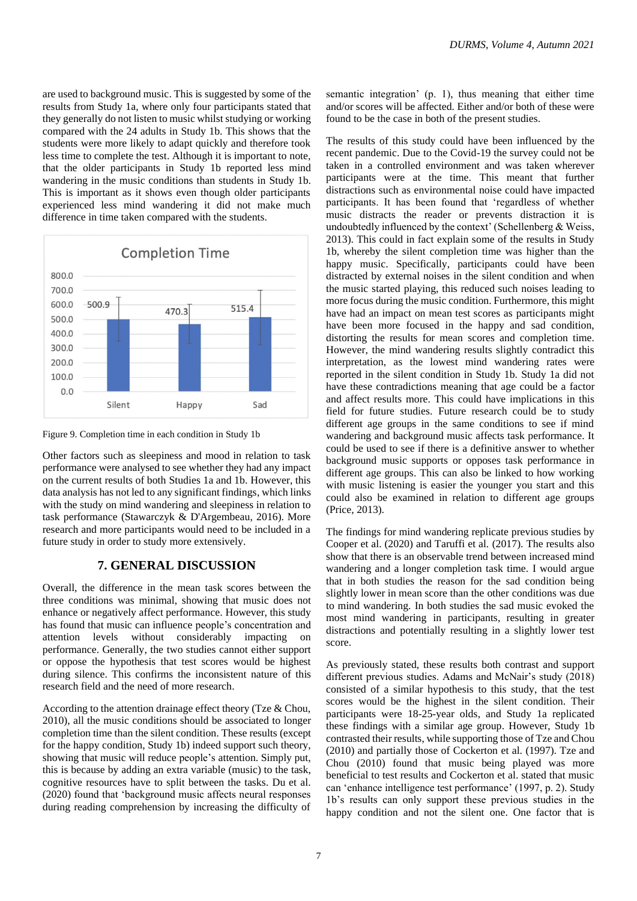are used to background music. This is suggested by some of the results from Study 1a, where only four participants stated that they generally do not listen to music whilst studying or working compared with the 24 adults in Study 1b. This shows that the students were more likely to adapt quickly and therefore took less time to complete the test. Although it is important to note, that the older participants in Study 1b reported less mind wandering in the music conditions than students in Study 1b. This is important as it shows even though older participants experienced less mind wandering it did not make much difference in time taken compared with the students.

Figure 9. Completion time in each condition in Study 1b

Other factors such as sleepiness and mood in relation to task performance were analysed to see whether they had any impact on the current results of both Studies 1a and 1b. However, this data analysis has not led to any significant findings, which links with the study on mind wandering and sleepiness in relation to task performance (Stawarczyk & D'Argembeau, 2016). More research and more participants would need to be included in a future study in order to study more extensively.

## 7. GENERAL DISCUSSION

Overall, the difference in the mean task scores between the three conditions was minimal, showing that music does not enhance or negatively affect performance. However, this study has found that music can influence people's concentration and attention levels without considerably impacting on performance. Generally, the two studies cannot either support or oppose the hypothesis that test scores would be highest during silence. This confirms the inconsistent nature of this research field and the need of more research.

According to the attention drainage effect theory (Tze & Chou, 2010), all the music conditions should be associated to longer completion time than the silent condition. These results (except for the happy condition, Study 1b) indeed support such theory, showing that music will reduce people's attention. Simply put, this is because by adding an extra variable (music) to the task, cognitive resources have to split between the tasks. Du et al. (2020) found that 'background music affects neural responses during reading comprehension by increasing the difficulty of semantic integration' (p. 1), thus meaning that either time and/or scores will be affected. Either and/or both of these were found to be the case in both of the present studies.

The results of this study could have been influenced by the recent pandemic. Due to the Covid-19 the survey could not be taken in a controlled environment and was taken wherever participants were at the time. This meant that further distractions such as environmental noise could have impacted participants. It has been found that 'regardless of whether music distracts the reader or prevents distraction it is undoubtedly influenced by the context' (Schellenberg & Weiss, 2013). This could in fact explain some of the results in Study 1b, whereby the silent completion time was higher than the happy music. Specifically, participants could have been distracted by external noises in the silent condition and when the music started playing, this reduced such noises leading to more focus during the music condition. Furthermore, this might have had an impact on mean test scores as participants might have been more focused in the happy and sad condition, distorting the results for mean scores and completion time. However, the mind wandering results slightly contradict this interpretation, as the lowest mind wandering rates were reported in the silent condition in Study 1b. Study 1a did not have these contradictions meaning that age could be a factor and affect results more. This could have implications in this field for future studies. Future research could be to study different age groups in the same conditions to see if mind wandering and background music affects task performance. It could be used to see if there is a definitive answer to whether background music supports or opposes task performance in different age groups. This can also be linked to how working with music listening is easier the younger you start and this could also be examined in relation to different age groups (Price, 2013).

The findings for mind wandering replicate previous studies by Cooper et al. (2020) and Taruffi et al. (2017). The results also show that there is an observable trend between increased mind wandering and a longer completion task time. I would argue that in both studies the reason for the sad condition being slightly lower in mean score than the other conditions was due to mind wandering. In both studies the sad music evoked the most mind wandering in participants, resulting in greater distractions and potentially resulting in a slightly lower test score.

As previously stated, these results both contrast and support different previous studies. Adams and McNair's study (2018) consisted of a similar hypothesis to this study, that the test scores would be the highest in the silent condition. Their participants were 18-25-year olds, and Study 1a replicated these findings with a similar age group. However, Study 1b contrasted their results, while supporting those of Tze and Chou (2010) and partially those of Cockerton et al. (1997). Tze and Chou (2010) found that music being played was more beneficial to test results and Cockerton et al. stated that music can 'enhance intelligence test performance' (1997, p. 2). Study 1b's results can only support these previous studies in the happy condition and not the silent one. One factor that is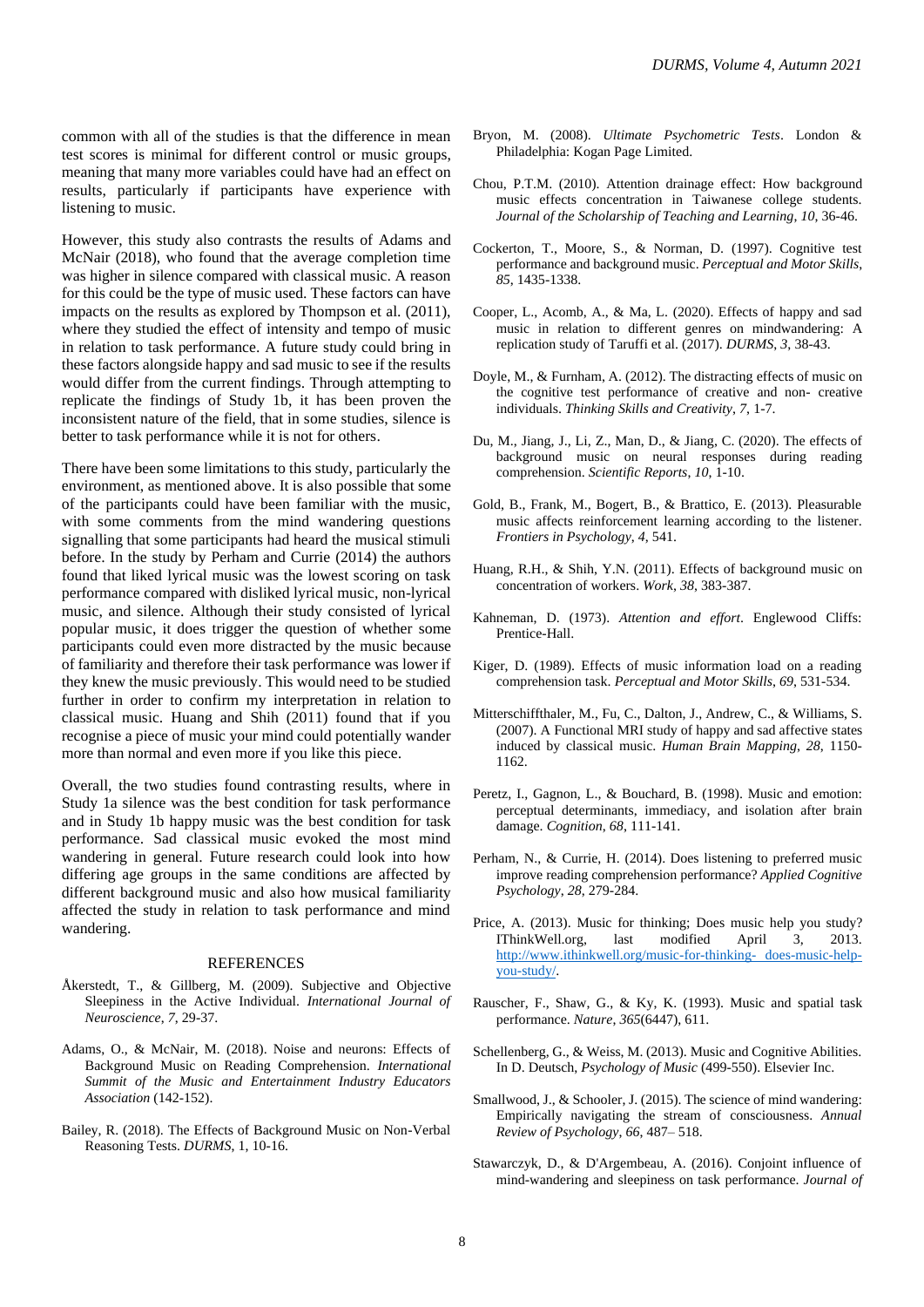common with all of the studies is that the difference in mean test scores is minimal for different control or music groups, meaning that many more variables could have had an effect on results, particularly if participants have experience with listening to music.

However, this study also contrasts the results of Adams and McNair (2018), who found that the average completion time was higher in silence compared with classical music. A reason for this could be the type of music used. These factors can have impacts on the results as explored by Thompson et al. (2011), where they studied the effect of intensity and tempo of music in relation to task performance. A future study could bring in these factors alongside happy and sad music to see if the results would differ from the current findings. Through attempting to replicate the findings of Study 1b, it has been proven the inconsistent nature of the field, that in some studies, silence is better to task performance while it is not for others.

There have been some limitations to this study, particularly the environment, as mentioned above. It is also possible that some of the participants could have been familiar with the music, with some comments from the mind wandering questions signalling that some participants had heard the musical stimuli before. In the study by Perham and Currie (2014) the authors found that liked lyrical music was the lowest scoring on task performance compared with disliked lyrical music, non-lyrical music, and silence. Although their study consisted of lyrical popular music, it does trigger the question of whether some participants could even more distracted by the music because of familiarity and therefore their task performance was lower if they knew the music previously. This would need to be studied further in order to confirm my interpretation in relation to classical music. Huang and Shih (2011) found that if you recognise a piece of music your mind could potentially wander more than normal and even more if you like this piece.

Overall, the two studies found contrasting results, where in Study 1a silence was the best condition for task performance and in Study 1b happy music was the best condition for task performance. Sad classical music evoked the most mind wandering in general. Future research could look into how differing age groups in the same conditions are affected by different background music and also how musical familiarity affected the study in relation to task performance and mind wandering.

## REFERENCES

Åkerstedt, T., & Gillberg, M. (2009). Subjective and Objective Sleepiness in the Active Individual. *International Journal of Neuroscience*, *7*, 29-37.

Adams, O., & McNair, M. (2018). Noise and neurons: Effects of Background Music on Reading Comprehension. *International Summit of the Music and Entertainment Industry Educators Association* (142-152).

Bailey, R. (2018). The Effects of Background Music on Non-Verbal Reasoning Tests. *DURMS*, 1, 10-16.

Bryon, M. (2008). *Ultimate Psychometric Tests*. London & Philadelphia: Kogan Page Limited.

Chou, P.T.M. (2010). Attention drainage effect: How background music effects concentration in Taiwanese college students. *Journal of the Scholarship of Teaching and Learning*, *10*, 36-46.

Cockerton, T., Moore, S., & Norman, D. (1997). Cognitive test performance and background music. *Perceptual and Motor Skills*, *85*, 1435-1338.

Cooper, L., Acomb, A., & Ma, L. (2020). Effects of happy and sad music in relation to different genres on mindwandering: A replication study of Taruffi et al. (2017). *DURMS, 3*, 38-43.

Doyle, M., & Furnham, A. (2012). The distracting effects of music on the cognitive test performance of creative and non- creative individuals. *Thinking Skills and Creativity*, *7*, 1-7.

Du, M., Jiang, J., Li, Z., Man, D., & Jiang, C. (2020). The effects of background music on neural responses during reading comprehension. *Scientific Reports, 10*, 1-10.

Gold, B., Frank, M., Bogert, B., & Brattico, E. (2013). Pleasurable music affects reinforcement learning according to the listener. *Frontiers in Psychology, 4*, 541.

Huang, R.H., & Shih, Y.N. (2011). Effects of background music on concentration of workers. *Work*, *38*, 383-387.

Kahneman, D. (1973). *Attention and effort*. Englewood Cliffs: Prentice-Hall.

Kiger, D. (1989). Effects of music information load on a reading comprehension task. *Perceptual and Motor Skills*, *69*, 531-534.

Mitterschiffthaler, M., Fu, C., Dalton, J., Andrew, C., & Williams, S. (2007). A Functional MRI study of happy and sad affective states induced by classical music. *Human Brain Mapping*, *28*, 1150-1162.

Peretz, I., Gagnon, L., & Bouchard, B. (1998). Music and emotion: perceptual determinants, immediacy, and isolation after brain damage. *Cognition*, *68*, 111-141.

Perham, N., & Currie, H. (2014). Does listening to preferred music improve reading comprehension performance? *Applied Cognitive Psychology, 28*, 279-284.

Price, A. (2013). Music for thinking; Does music help you study? IThinkWell.org, last modified April 3, 2013. http://www.ithinkwell.org/music-for-thinking- does-music-help-you-study/.

Rauscher, F., Shaw, G., & Ky, K. (1993). Music and spatial task performance. *Nature*, *365*(6447), 611.

Schellenberg, G., & Weiss, M. (2013). Music and Cognitive Abilities. In D. Deutsch, *Psychology of Music* (499-550). Elsevier Inc.

Smallwood, J., & Schooler, J. (2015). The science of mind wandering: Empirically navigating the stream of consciousness. *Annual Review of Psychology*, *66*, 487– 518.

Stawarczyk, D., & D'Argembeau, A. (2016). Conjoint influence of mind-wandering and sleepiness on task performance. *Journal of*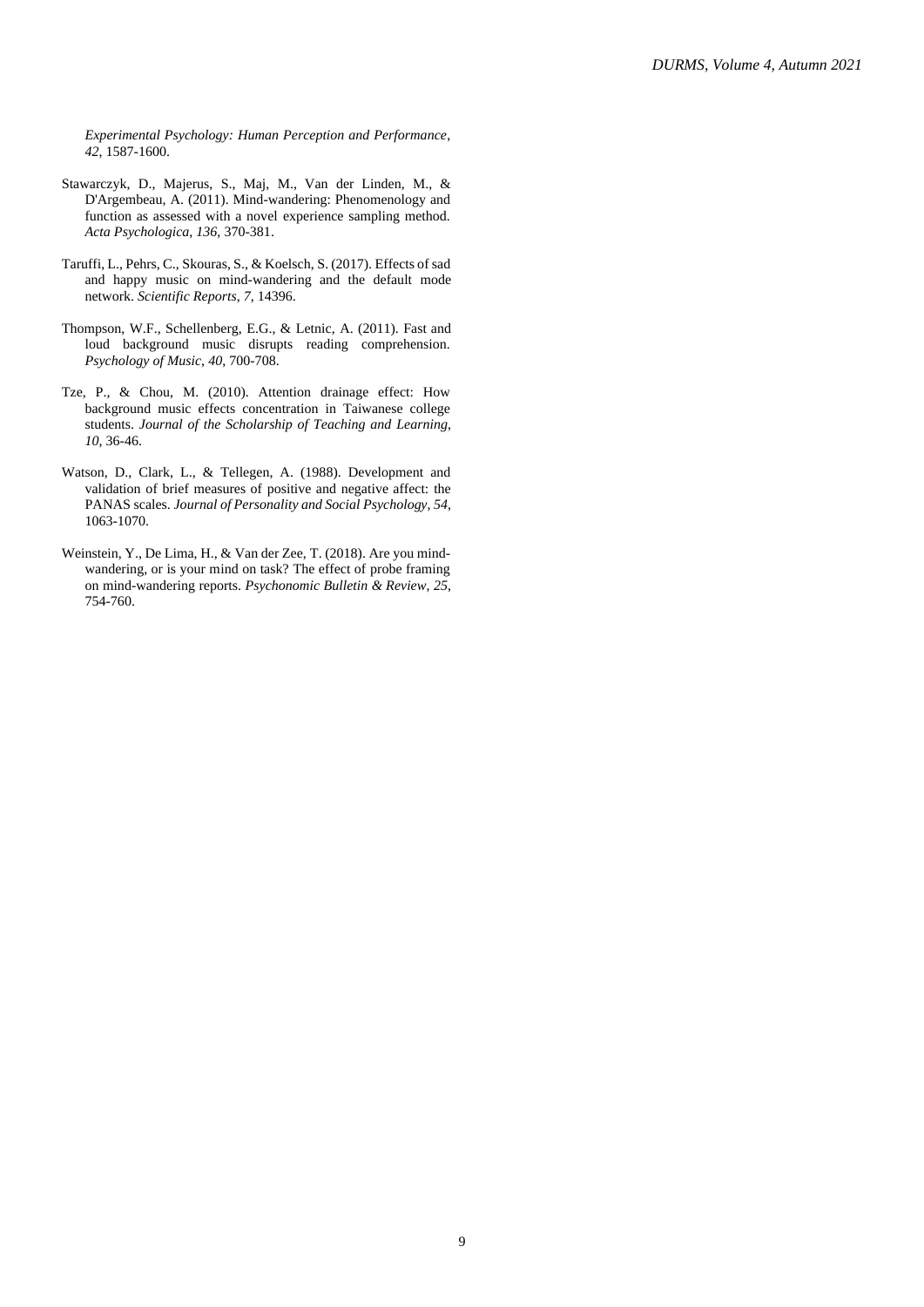*Experimental Psychology: Human Perception and Performance*, *42*, 1587-1600.

Stawarczyk, D., Majerus, S., Maj, M., Van der Linden, M., & D'Argembeau, A. (2011). Mind-wandering: Phenomenology and function as assessed with a novel experience sampling method. *Acta Psychologica*, *136*, 370-381.

Taruffi, L., Pehrs, C., Skouras, S., & Koelsch, S. (2017). Effects of sad and happy music on mind-wandering and the default mode network. *Scientific Reports*, *7*, 14396.

Thompson, W.F., Schellenberg, E.G., & Letnic, A. (2011). Fast and loud background music disrupts reading comprehension. *Psychology of Music*, *40*, 700-708.

Tze, P., & Chou, M. (2010). Attention drainage effect: How background music effects concentration in Taiwanese college students. *Journal of the Scholarship of Teaching and Learning*, *10*, 36-46.

Watson, D., Clark, L., & Tellegen, A. (1988). Development and validation of brief measures of positive and negative affect: the PANAS scales. *Journal of Personality and Social Psychology*, *54*, 1063-1070.

Weinstein, Y., De Lima, H., & Van der Zee, T. (2018). Are you mind-wandering, or is your mind on task? The effect of probe framing on mind-wandering reports. *Psychonomic Bulletin & Review*, *25*, 754-760.